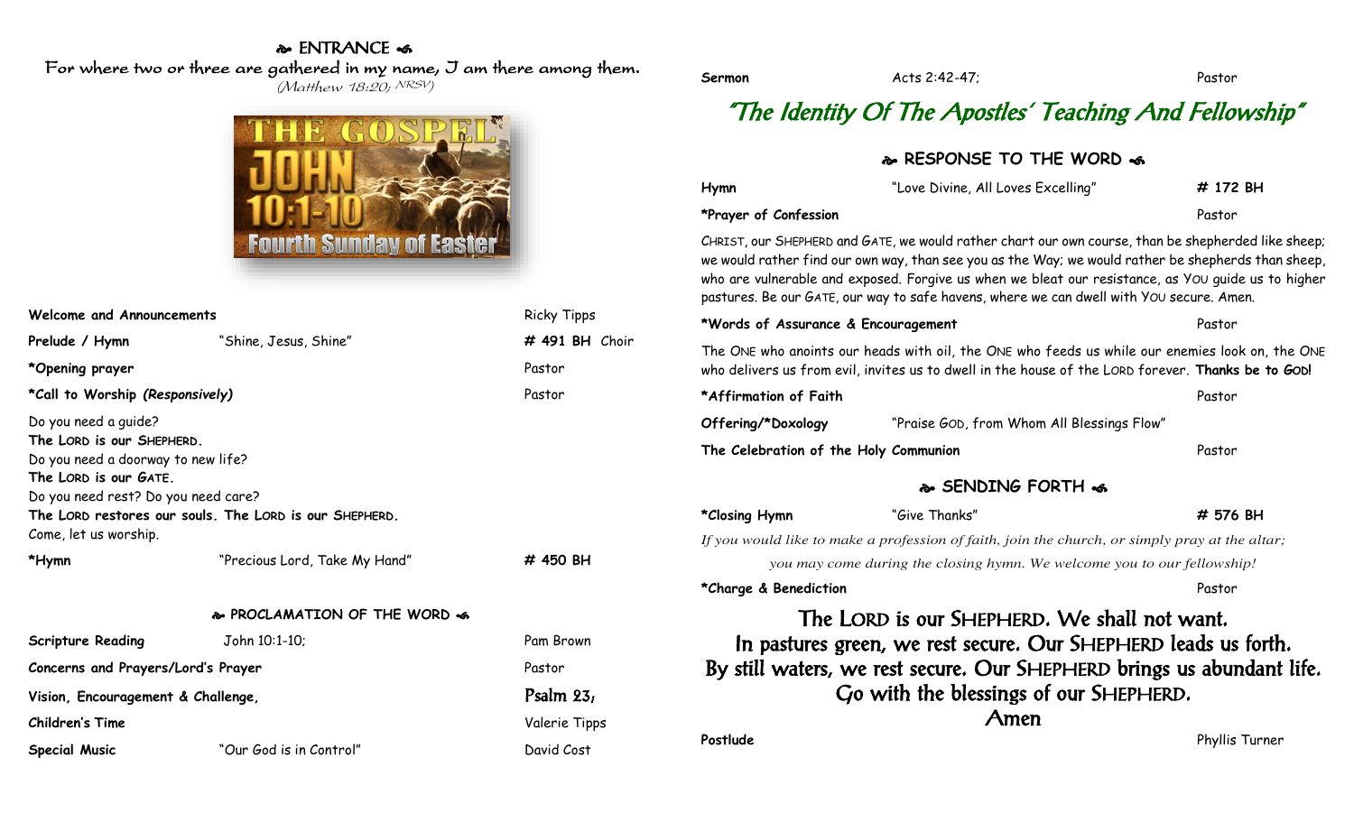## ❧ ENTRANCE ☙

For where two or three are gathered in my name, I am there among them.
*(Matthew 18:20; NRSV)*

THE GOSPEL JOHN 10:1-10 Fourth Sunday of Easter

| | | |
|---|---|---|
| **Welcome and Announcements** | | Ricky Tipps |
| **Prelude / Hymn** | "Shine, Jesus, Shine" | **# 491 BH** Choir |
| ***Opening prayer** | | Pastor |
| ***Call to Worship *(Responsively)*** | | Pastor |

Do you need a guide?
**The LORD is our SHEPHERD.**
Do you need a doorway to new life?
**The LORD is our GATE.**
Do you need rest? Do you need care?
**The LORD restores our souls. The LORD is our SHEPHERD.**
Come, let us worship.

| | | |
|---|---|---|
| ***Hymn** | "Precious Lord, Take My Hand" | **# 450 BH** |

## ❧ PROCLAMATION OF THE WORD ☙

| | | |
|---|---|---|
| **Scripture Reading** | John 10:1-10; | Pam Brown |
| **Concerns and Prayers/Lord's Prayer** | | Pastor |
| **Vision, Encouragement & Challenge,** | | Psalm 23; |
| **Children's Time** | | Valerie Tipps |
| **Special Music** | "Our God is in Control" | David Cost |
| **Sermon** | Acts 2:42-47; | Pastor |

## *"The Identity Of The Apostles' Teaching And Fellowship"*

## ❧ RESPONSE TO THE WORD ☙

| | | |
|---|---|---|
| **Hymn** | "Love Divine, All Loves Excelling" | **# 172 BH** |
| ***Prayer of Confession** | | Pastor |

CHRIST, our SHEPHERD and GATE, we would rather chart our own course, than be shepherded like sheep; we would rather find our own way, than see you as the Way; we would rather be shepherds than sheep, who are vulnerable and exposed. Forgive us when we bleat our resistance, as YOU guide us to higher pastures. Be our GATE, our way to safe havens, where we can dwell with YOU secure. Amen.

| | | |
|---|---|---|
| ***Words of Assurance & Encouragement** | | Pastor |

The ONE who anoints our heads with oil, the ONE who feeds us while our enemies look on, the ONE who delivers us from evil, invites us to dwell in the house of the LORD forever. **Thanks be to GOD!**

| | | |
|---|---|---|
| ***Affirmation of Faith** | | Pastor |
| **Offering/*Doxology** | "Praise GOD, from Whom All Blessings Flow" | |
| **The Celebration of the Holy Communion** | | Pastor |

## ❧ SENDING FORTH ☙

| | | |
|---|---|---|
| ***Closing Hymn** | "Give Thanks" | **# 576 BH** |

*If you would like to make a profession of faith, join the church, or simply pray at the altar; you may come during the closing hymn. We welcome you to our fellowship!*

| | | |
|---|---|---|
| ***Charge & Benediction** | | Pastor |

The LORD is our SHEPHERD. We shall not want.
In pastures green, we rest secure. Our SHEPHERD leads us forth.
By still waters, we rest secure. Our SHEPHERD brings us abundant life.
Go with the blessings of our SHEPHERD.
Amen

| | | |
|---|---|---|
| **Postlude** | | Phyllis Turner |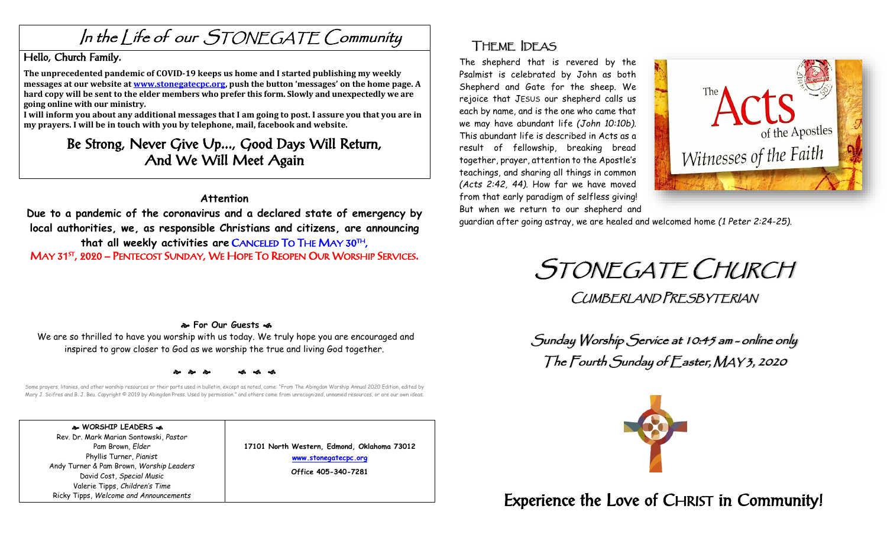# In the Life of our STONEGATE Community

Hello, Church Family.

**The unprecedented pandemic of COVID-19 keeps us home and I started publishing my weekly messages at our website at www.stonegatecpc.org, push the button 'messages' on the home page. A hard copy will be sent to the elder members who prefer this form. Slowly and unexpectedly we are going online with our ministry.**

**I will inform you about any additional messages that I am going to post. I assure you that you are in my prayers. I will be in touch with you by telephone, mail, facebook and website.**

## Be Strong, Never Give Up…, Good Days Will Return, And We Will Meet Again

**Attention**

**Due to a pandemic of the coronavirus and a declared state of emergency by local authorities, we, as responsible Christians and citizens, are announcing that all weekly activities are CANCELED TO THE MAY 30TH, MAY 31ST, 2020 – PENTECOST SUNDAY, WE HOPE TO REOPEN OUR WORSHIP SERVICES.**

**For Our Guests**

We are so thrilled to have you worship with us today. We truly hope you are encouraged and inspired to grow closer to God as we worship the true and living God together.

Some prayers, litanies, and other worship resources or their parts used in bulletin, except as noted, come: "From The Abingdon Worship Annual 2020 Edition, edited by Mary J. Scifres and B. J. Beu. Copyright © 2019 by Abingdon Press. Used by permission." and others come from unrecognized, unnamed resources, or are our own ideas.

**WORSHIP LEADERS**

Rev. Dr. Mark Marian Sontowski, *Pastor*
Pam Brown, *Elder*
Phyllis Turner, *Pianist*
Andy Turner & Pam Brown, *Worship Leaders*
David Cost, *Special Music*
Valerie Tipps, *Children's Time*
Ricky Tipps, *Welcome and Announcements*

**17101 North Western, Edmond, Oklahoma 73012**
**www.stonegatecpc.org**
**Office 405-340-7281**

## THEME IDEAS

The shepherd that is revered by the Psalmist is celebrated by John as both Shepherd and Gate for the sheep. We rejoice that JESUS our shepherd calls us each by name, and is the one who came that we may have abundant life *(John 10:10b)*. This abundant life is described in Acts as a result of fellowship, breaking bread together, prayer, attention to the Apostle's teachings, and sharing all things in common *(Acts 2:42, 44)*. How far we have moved from that early paradigm of selfless giving! But when we return to our shepherd and guardian after going astray, we are healed and welcomed home *(1 Peter 2:24-25)*.

The Acts of the Apostles
Witnesses of the Faith

# STONEGATE CHURCH

## CUMBERLAND PRESBYTERIAN

*Sunday Worship Service at 10:45 am - online only*
*The Fourth Sunday of Easter, MAY 3, 2020*

## Experience the Love of CHRIST in Community!